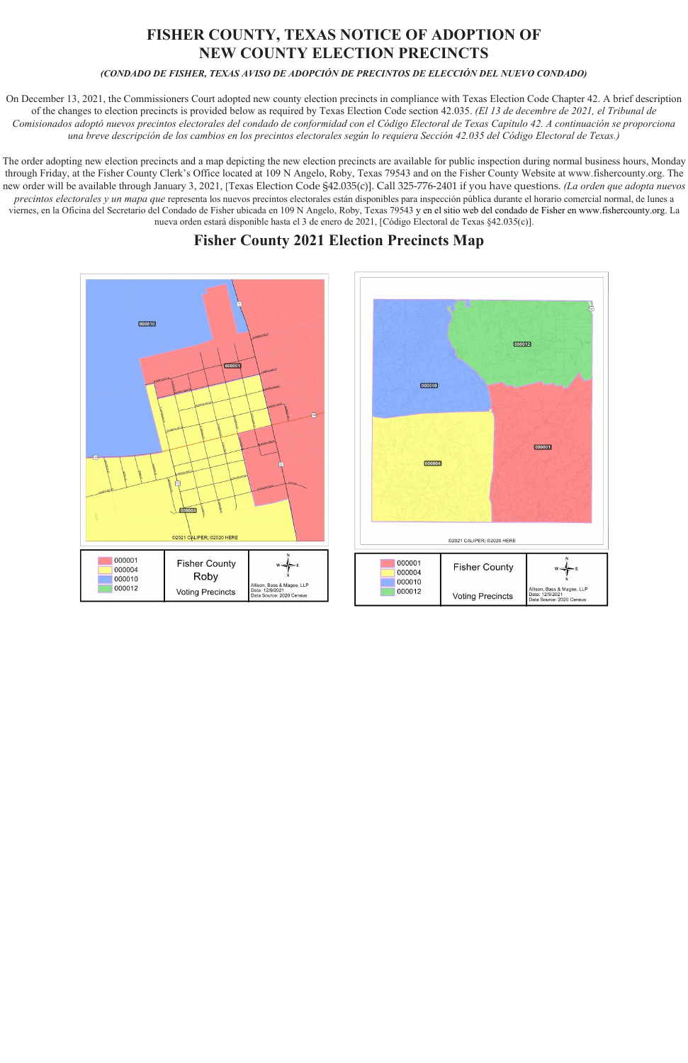# FISHER COUNTY, TEXAS NOTICE OF ADOPTION OF NEW COUNTY ELECTION PRECINCTS

***(CONDADO DE FISHER, TEXAS AVISO DE ADOPCIÓN DE PRECINTOS DE ELECCIÓN DEL NUEVO CONDADO)***

On December 13, 2021, the Commissioners Court adopted new county election precincts in compliance with Texas Election Code Chapter 42. A brief description of the changes to election precincts is provided below as required by Texas Election Code section 42.035. *(El 13 de decembre de 2021, el Tribunal de Comisionados adoptó nuevos precintos electorales del condado de conformidad con el Código Electoral de Texas Capítulo 42. A continuación se proporciona una breve descripción de los cambios en los precintos electorales según lo requiera Sección 42.035 del Código Electoral de Texas.)*

The order adopting new election precincts and a map depicting the new election precincts are available for public inspection during normal business hours, Monday through Friday, at the Fisher County Clerk's Office located at 109 N Angelo, Roby, Texas 79543 and on the Fisher County Website at www.fishercounty.org. The new order will be available through January 3, 2021, [Texas Election Code §42.035(c)]. Call 325-776-2401 if you have questions. *(La orden que adopta nuevos precintos electorales y un mapa que* representa los nuevos precintos electorales están disponibles para inspección pública durante el horario comercial normal, de lunes a viernes, en la Oficina del Secretario del Condado de Fisher ubicada en 109 N Angelo, Roby, Texas 79543 y en el sitio web del condado de Fisher en www.fishercounty.org. La nueva orden estará disponible hasta el 3 de enero de 2021, [Código Electoral de Texas §42.035(c)].

## Fisher County 2021 Election Precincts Map

Fisher County Roby Voting Precincts — Legend: 000001, 000004, 000010, 000012. Allison, Bass & Magee, LLP. Date: 12/9/2021. Data Source: 2020 Census. ©2021 CALIPER; ©2020 HERE

Fisher County Voting Precincts — Legend: 000001, 000004, 000010, 000012. Allison, Bass & Magee, LLP. Date: 12/9/2021. Data Source: 2020 Census. ©2021 CALIPER; ©2020 HERE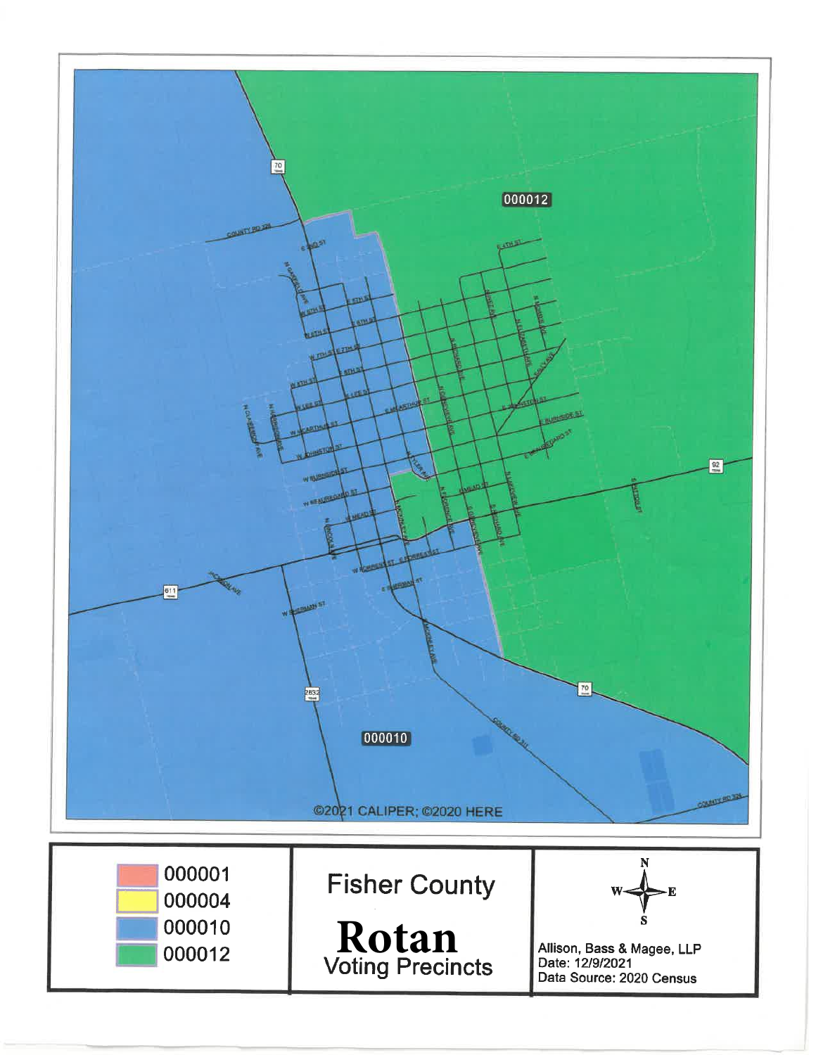000012

000010

©2021 CALIPER; ©2020 HERE

| | | |
|---|---|---|
| 000001<br>000004<br>000010<br>000012 | Fisher County<br>**Rotan**<br>Voting Precincts | N W E S<br>Allison, Bass & Magee, LLP<br>Date: 12/9/2021<br>Data Source: 2020 Census |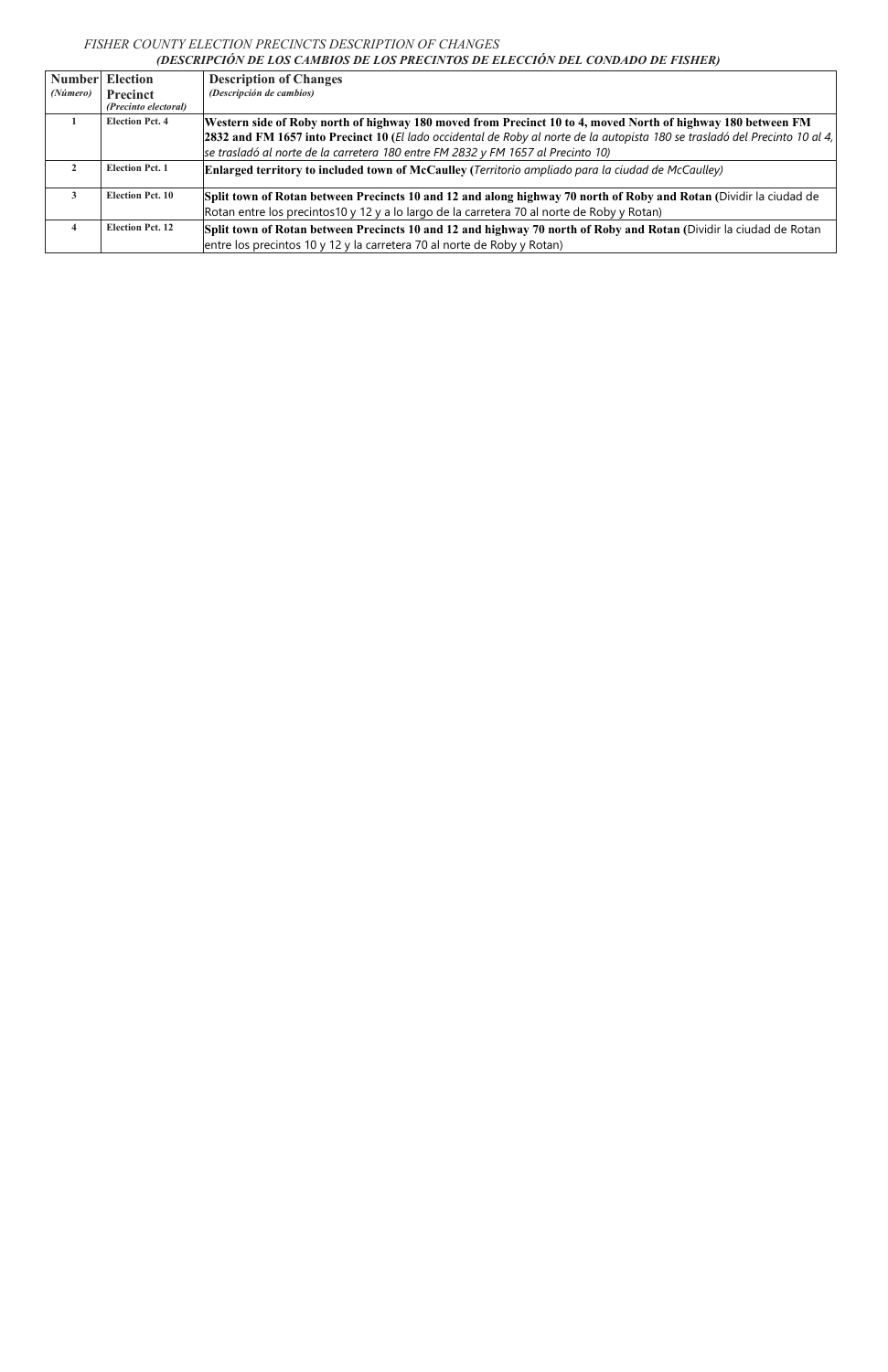*FISHER COUNTY ELECTION PRECINCTS DESCRIPTION OF CHANGES*

***(DESCRIPCIÓN DE LOS CAMBIOS DE LOS PRECINTOS DE ELECCIÓN DEL CONDADO DE FISHER)***

| **Number** *(Número)* | **Election Precinct** *(Precinto electoral)* | **Description of Changes** *(Descripción de cambios)* |
|---|---|---|
| **1** | **Election Pct. 4** | **Western side of Roby north of highway 180 moved from Precinct 10 to 4, moved North of highway 180 between FM 2832 and FM 1657 into Precinct 10 (***El lado occidental de Roby al norte de la autopista 180 se trasladó del Precinto 10 al 4, se trasladó al norte de la carretera 180 entre FM 2832 y FM 1657 al Precinto 10)* |
| **2** | **Election Pct. 1** | **Enlarged territory to included town of McCaulley (***Territorio ampliado para la ciudad de McCaulley)* |
| **3** | **Election Pct. 10** | **Split town of Rotan between Precincts 10 and 12 and along highway 70 north of Roby and Rotan (**Dividir la ciudad de Rotan entre los precintos10 y 12 y a lo largo de la carretera 70 al norte de Roby y Rotan) |
| **4** | **Election Pct. 12** | **Split town of Rotan between Precincts 10 and 12 and highway 70 north of Roby and Rotan (**Dividir la ciudad de Rotan entre los precintos 10 y 12 y la carretera 70 al norte de Roby y Rotan) |